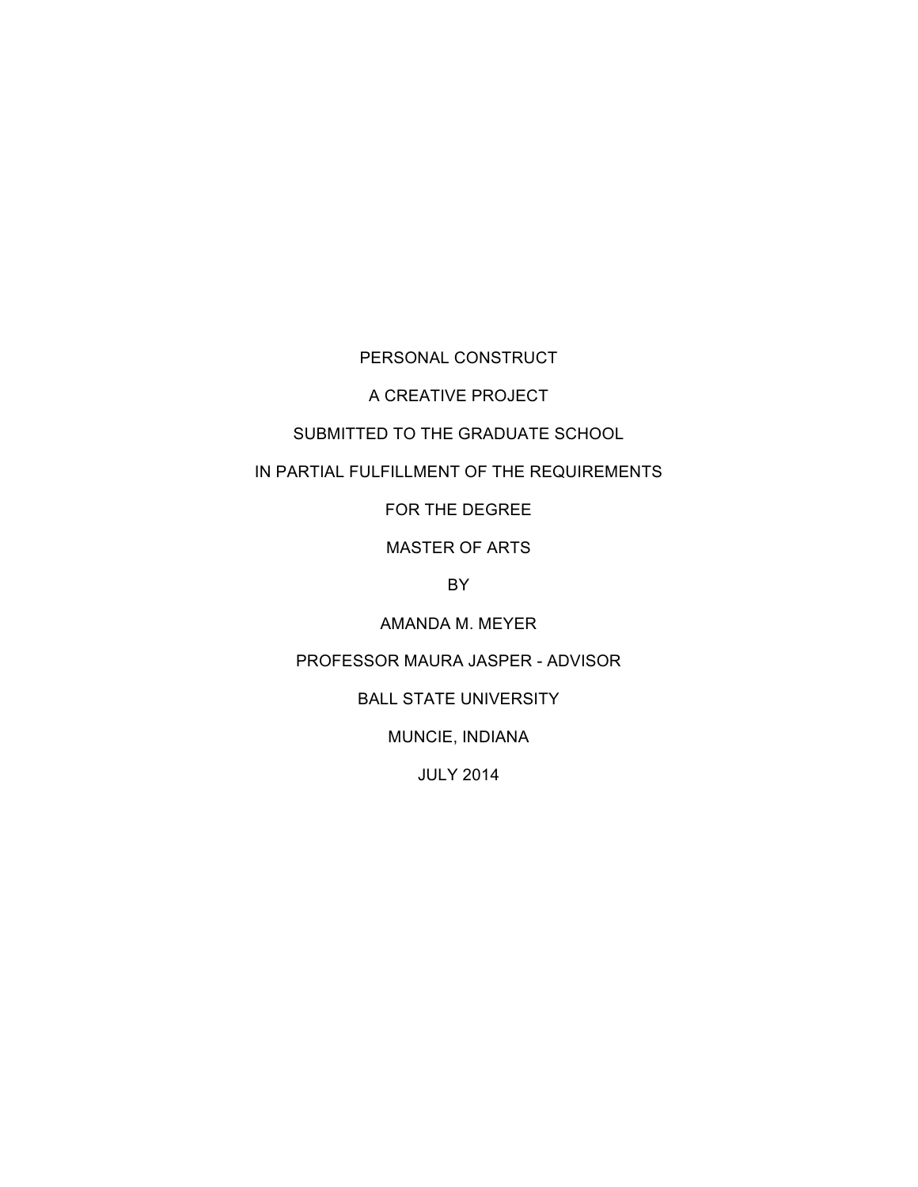PERSONAL CONSTRUCT

A CREATIVE PROJECT

SUBMITTED TO THE GRADUATE SCHOOL

IN PARTIAL FULFILLMENT OF THE REQUIREMENTS

FOR THE DEGREE

MASTER OF ARTS

BY

AMANDA M. MEYER

PROFESSOR MAURA JASPER - ADVISOR

BALL STATE UNIVERSITY

MUNCIE, INDIANA

JULY 2014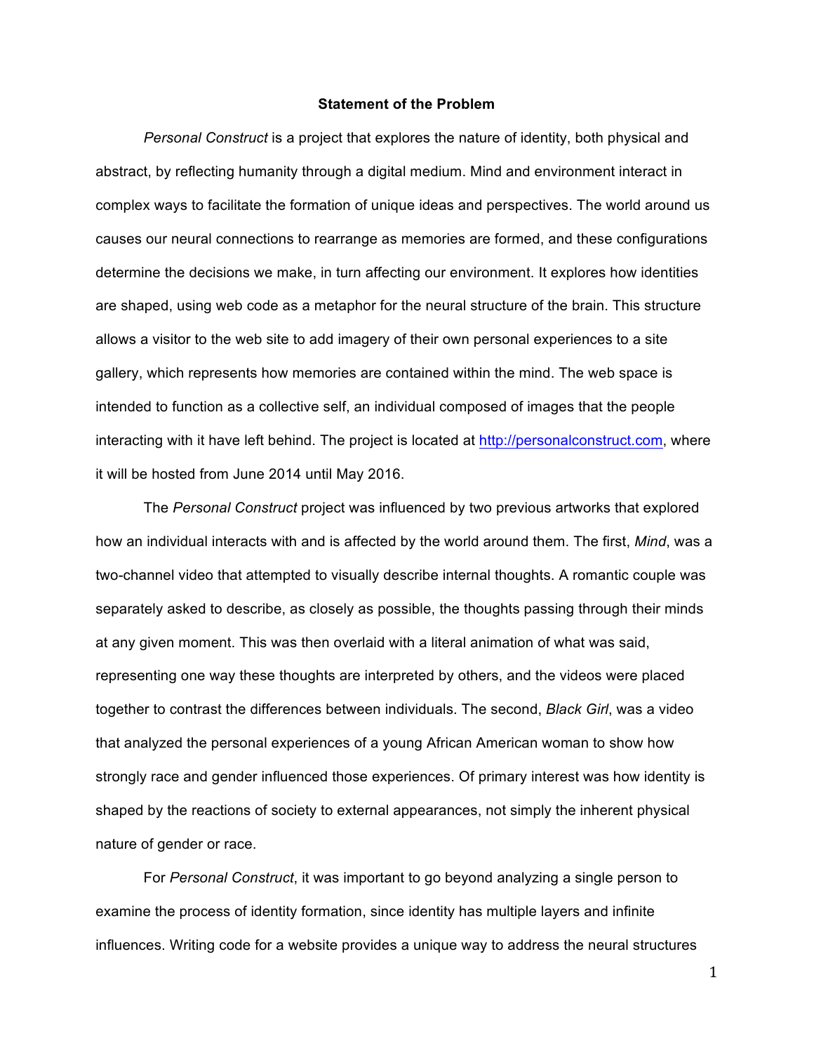# Statement of the Problem

*Personal Construct* is a project that explores the nature of identity, both physical and abstract, by reflecting humanity through a digital medium. Mind and environment interact in complex ways to facilitate the formation of unique ideas and perspectives. The world around us causes our neural connections to rearrange as memories are formed, and these configurations determine the decisions we make, in turn affecting our environment. It explores how identities are shaped, using web code as a metaphor for the neural structure of the brain. This structure allows a visitor to the web site to add imagery of their own personal experiences to a site gallery, which represents how memories are contained within the mind. The web space is intended to function as a collective self, an individual composed of images that the people interacting with it have left behind. The project is located at http://personalconstruct.com, where it will be hosted from June 2014 until May 2016.

The *Personal Construct* project was influenced by two previous artworks that explored how an individual interacts with and is affected by the world around them. The first, *Mind*, was a two-channel video that attempted to visually describe internal thoughts. A romantic couple was separately asked to describe, as closely as possible, the thoughts passing through their minds at any given moment. This was then overlaid with a literal animation of what was said, representing one way these thoughts are interpreted by others, and the videos were placed together to contrast the differences between individuals. The second, *Black Girl*, was a video that analyzed the personal experiences of a young African American woman to show how strongly race and gender influenced those experiences. Of primary interest was how identity is shaped by the reactions of society to external appearances, not simply the inherent physical nature of gender or race.

For *Personal Construct*, it was important to go beyond analyzing a single person to examine the process of identity formation, since identity has multiple layers and infinite influences. Writing code for a website provides a unique way to address the neural structures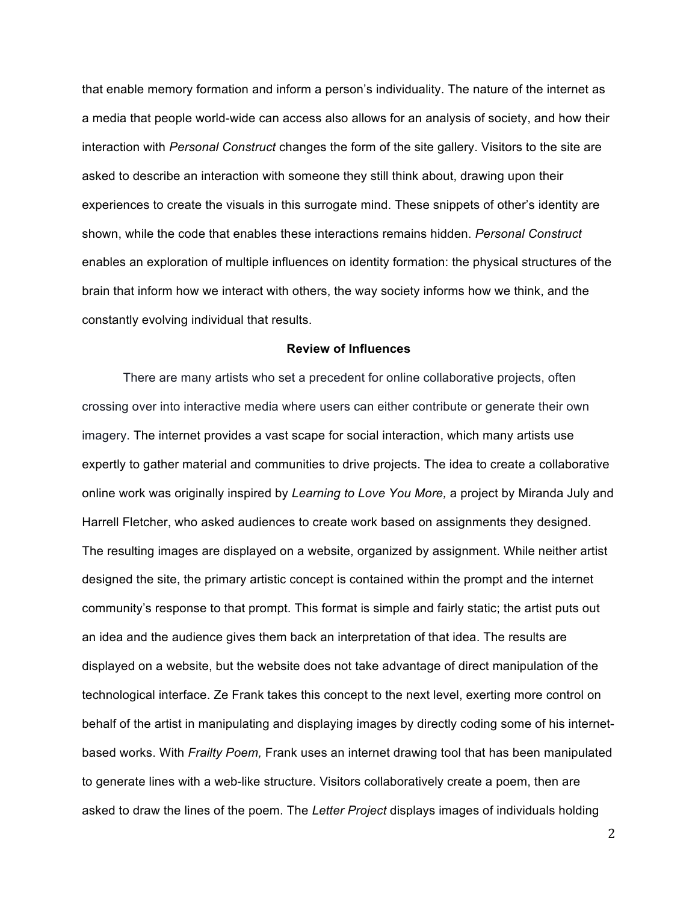that enable memory formation and inform a person's individuality. The nature of the internet as a media that people world-wide can access also allows for an analysis of society, and how their interaction with *Personal Construct* changes the form of the site gallery. Visitors to the site are asked to describe an interaction with someone they still think about, drawing upon their experiences to create the visuals in this surrogate mind. These snippets of other's identity are shown, while the code that enables these interactions remains hidden. *Personal Construct* enables an exploration of multiple influences on identity formation: the physical structures of the brain that inform how we interact with others, the way society informs how we think, and the constantly evolving individual that results.

## Review of Influences

There are many artists who set a precedent for online collaborative projects, often crossing over into interactive media where users can either contribute or generate their own imagery. The internet provides a vast scape for social interaction, which many artists use expertly to gather material and communities to drive projects. The idea to create a collaborative online work was originally inspired by *Learning to Love You More,* a project by Miranda July and Harrell Fletcher, who asked audiences to create work based on assignments they designed. The resulting images are displayed on a website, organized by assignment. While neither artist designed the site, the primary artistic concept is contained within the prompt and the internet community's response to that prompt. This format is simple and fairly static; the artist puts out an idea and the audience gives them back an interpretation of that idea. The results are displayed on a website, but the website does not take advantage of direct manipulation of the technological interface. Ze Frank takes this concept to the next level, exerting more control on behalf of the artist in manipulating and displaying images by directly coding some of his internet-based works. With *Frailty Poem,* Frank uses an internet drawing tool that has been manipulated to generate lines with a web-like structure. Visitors collaboratively create a poem, then are asked to draw the lines of the poem. The *Letter Project* displays images of individuals holding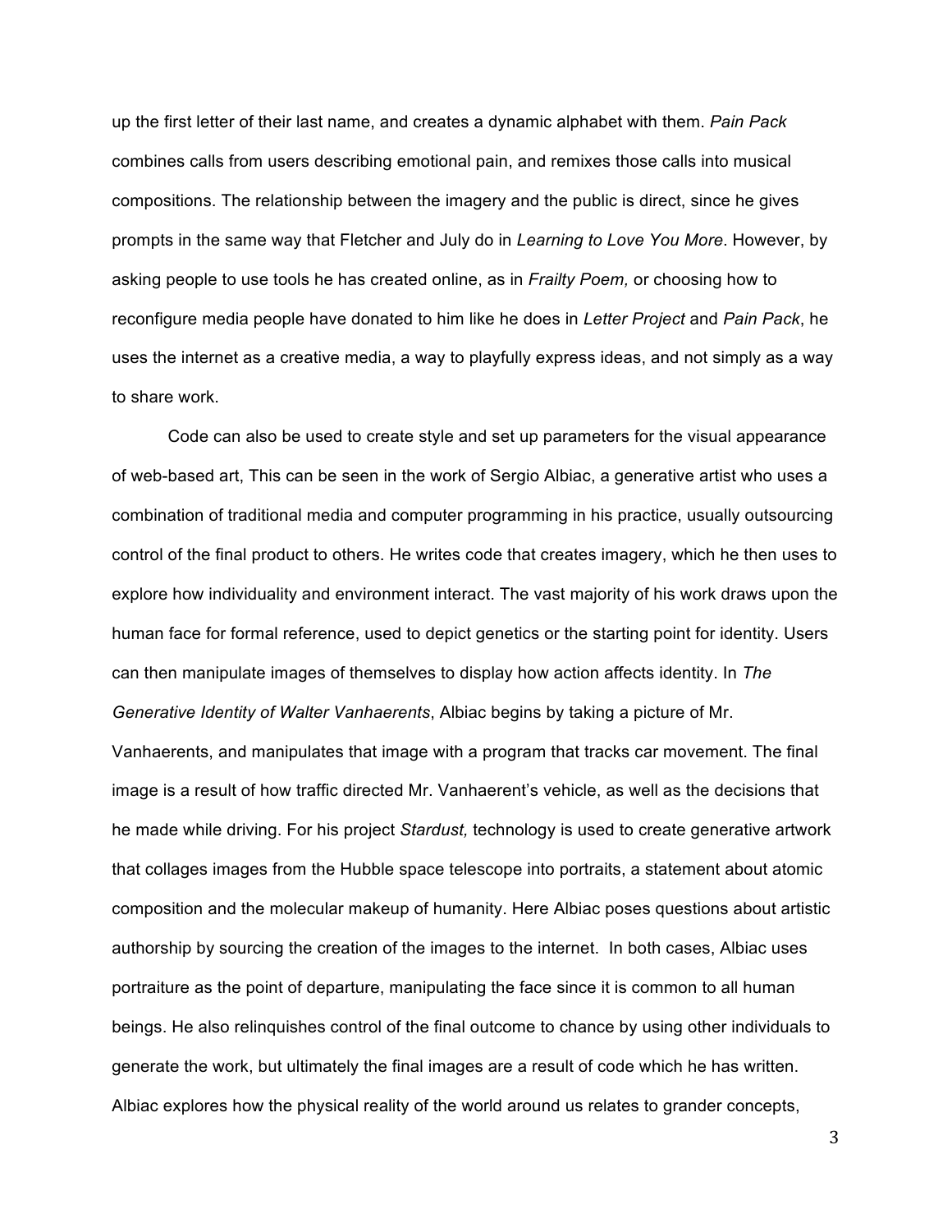up the first letter of their last name, and creates a dynamic alphabet with them. *Pain Pack* combines calls from users describing emotional pain, and remixes those calls into musical compositions. The relationship between the imagery and the public is direct, since he gives prompts in the same way that Fletcher and July do in *Learning to Love You More*. However, by asking people to use tools he has created online, as in *Frailty Poem,* or choosing how to reconfigure media people have donated to him like he does in *Letter Project* and *Pain Pack*, he uses the internet as a creative media, a way to playfully express ideas, and not simply as a way to share work.

Code can also be used to create style and set up parameters for the visual appearance of web-based art, This can be seen in the work of Sergio Albiac, a generative artist who uses a combination of traditional media and computer programming in his practice, usually outsourcing control of the final product to others. He writes code that creates imagery, which he then uses to explore how individuality and environment interact. The vast majority of his work draws upon the human face for formal reference, used to depict genetics or the starting point for identity. Users can then manipulate images of themselves to display how action affects identity. In *The Generative Identity of Walter Vanhaerents*, Albiac begins by taking a picture of Mr. Vanhaerents, and manipulates that image with a program that tracks car movement. The final image is a result of how traffic directed Mr. Vanhaerent's vehicle, as well as the decisions that he made while driving. For his project *Stardust,* technology is used to create generative artwork that collages images from the Hubble space telescope into portraits, a statement about atomic composition and the molecular makeup of humanity. Here Albiac poses questions about artistic authorship by sourcing the creation of the images to the internet. In both cases, Albiac uses portraiture as the point of departure, manipulating the face since it is common to all human beings. He also relinquishes control of the final outcome to chance by using other individuals to generate the work, but ultimately the final images are a result of code which he has written. Albiac explores how the physical reality of the world around us relates to grander concepts,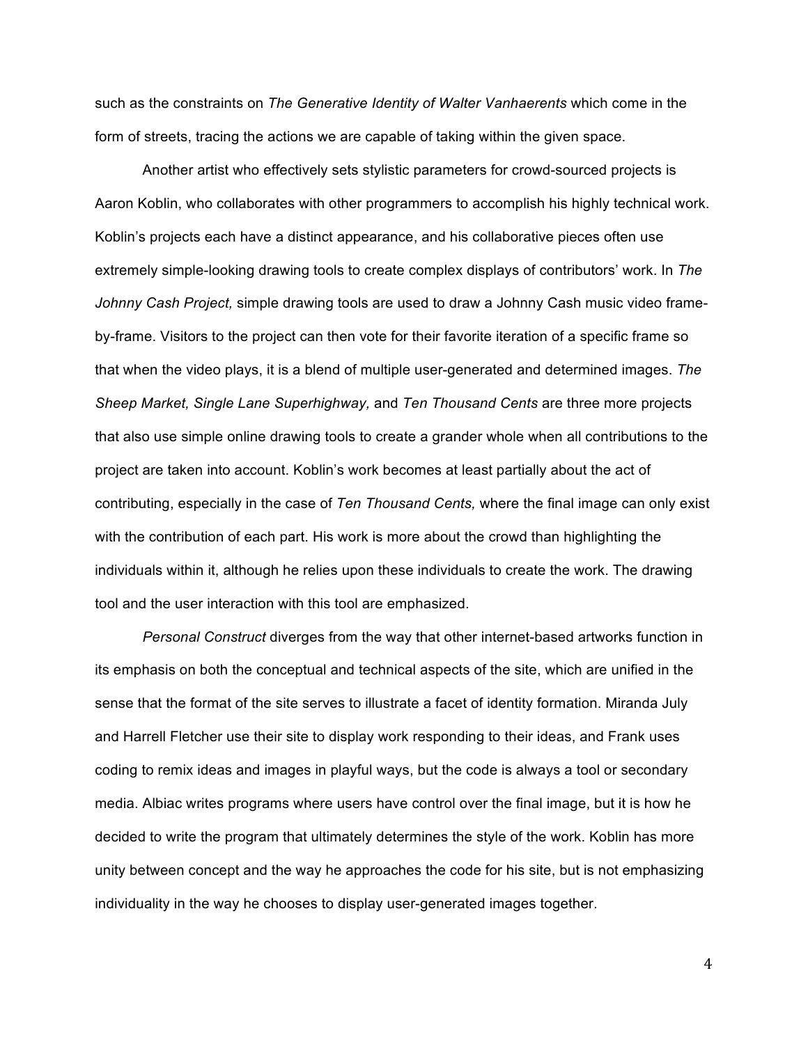such as the constraints on *The Generative Identity of Walter Vanhaerents* which come in the form of streets, tracing the actions we are capable of taking within the given space.

Another artist who effectively sets stylistic parameters for crowd-sourced projects is Aaron Koblin, who collaborates with other programmers to accomplish his highly technical work. Koblin's projects each have a distinct appearance, and his collaborative pieces often use extremely simple-looking drawing tools to create complex displays of contributors' work. In *The Johnny Cash Project,* simple drawing tools are used to draw a Johnny Cash music video frame-by-frame. Visitors to the project can then vote for their favorite iteration of a specific frame so that when the video plays, it is a blend of multiple user-generated and determined images. *The Sheep Market, Single Lane Superhighway,* and *Ten Thousand Cents* are three more projects that also use simple online drawing tools to create a grander whole when all contributions to the project are taken into account. Koblin's work becomes at least partially about the act of contributing, especially in the case of *Ten Thousand Cents,* where the final image can only exist with the contribution of each part. His work is more about the crowd than highlighting the individuals within it, although he relies upon these individuals to create the work. The drawing tool and the user interaction with this tool are emphasized.

*Personal Construct* diverges from the way that other internet-based artworks function in its emphasis on both the conceptual and technical aspects of the site, which are unified in the sense that the format of the site serves to illustrate a facet of identity formation. Miranda July and Harrell Fletcher use their site to display work responding to their ideas, and Frank uses coding to remix ideas and images in playful ways, but the code is always a tool or secondary media. Albiac writes programs where users have control over the final image, but it is how he decided to write the program that ultimately determines the style of the work. Koblin has more unity between concept and the way he approaches the code for his site, but is not emphasizing individuality in the way he chooses to display user-generated images together.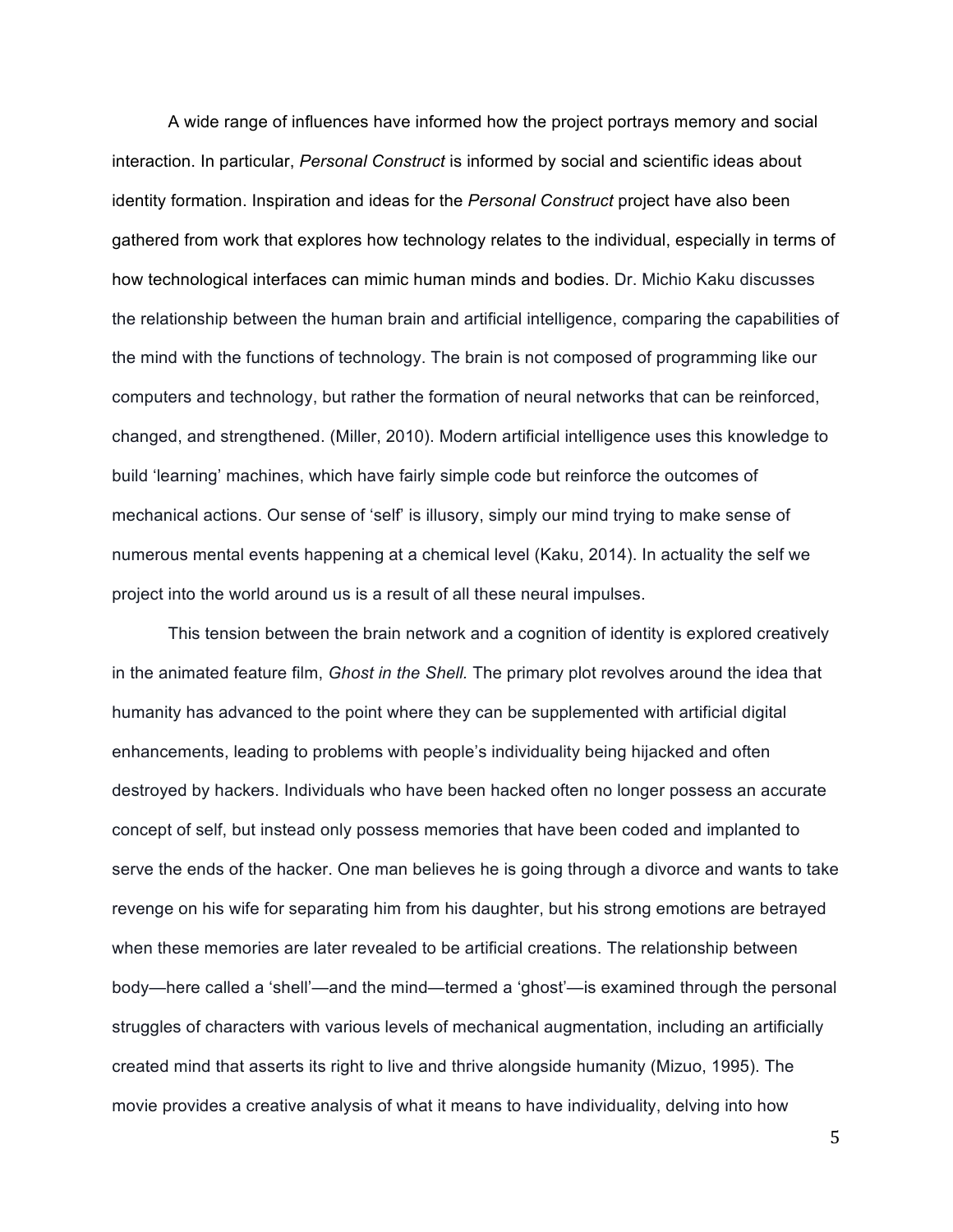A wide range of influences have informed how the project portrays memory and social interaction. In particular, *Personal Construct* is informed by social and scientific ideas about identity formation. Inspiration and ideas for the *Personal Construct* project have also been gathered from work that explores how technology relates to the individual, especially in terms of how technological interfaces can mimic human minds and bodies. Dr. Michio Kaku discusses the relationship between the human brain and artificial intelligence, comparing the capabilities of the mind with the functions of technology. The brain is not composed of programming like our computers and technology, but rather the formation of neural networks that can be reinforced, changed, and strengthened. (Miller, 2010). Modern artificial intelligence uses this knowledge to build 'learning' machines, which have fairly simple code but reinforce the outcomes of mechanical actions. Our sense of 'self' is illusory, simply our mind trying to make sense of numerous mental events happening at a chemical level (Kaku, 2014). In actuality the self we project into the world around us is a result of all these neural impulses.

This tension between the brain network and a cognition of identity is explored creatively in the animated feature film, *Ghost in the Shell.* The primary plot revolves around the idea that humanity has advanced to the point where they can be supplemented with artificial digital enhancements, leading to problems with people's individuality being hijacked and often destroyed by hackers. Individuals who have been hacked often no longer possess an accurate concept of self, but instead only possess memories that have been coded and implanted to serve the ends of the hacker. One man believes he is going through a divorce and wants to take revenge on his wife for separating him from his daughter, but his strong emotions are betrayed when these memories are later revealed to be artificial creations. The relationship between body—here called a 'shell'—and the mind—termed a 'ghost'—is examined through the personal struggles of characters with various levels of mechanical augmentation, including an artificially created mind that asserts its right to live and thrive alongside humanity (Mizuo, 1995). The movie provides a creative analysis of what it means to have individuality, delving into how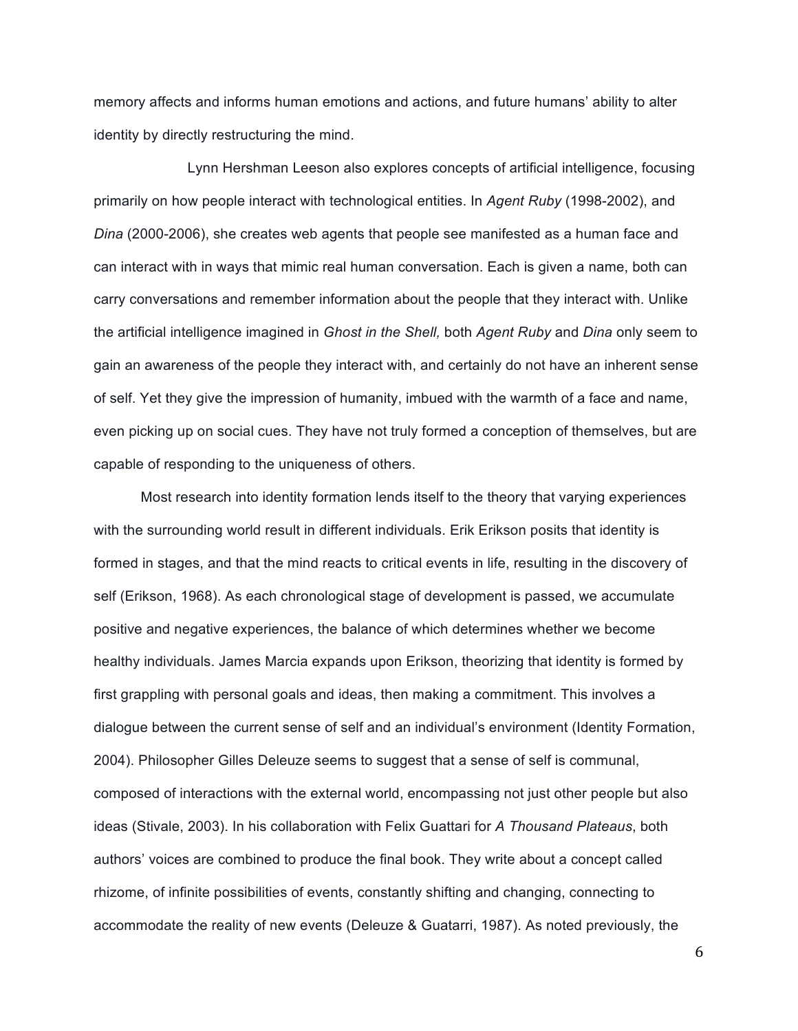memory affects and informs human emotions and actions, and future humans' ability to alter identity by directly restructuring the mind.

Lynn Hershman Leeson also explores concepts of artificial intelligence, focusing primarily on how people interact with technological entities. In *Agent Ruby* (1998-2002), and *Dina* (2000-2006), she creates web agents that people see manifested as a human face and can interact with in ways that mimic real human conversation. Each is given a name, both can carry conversations and remember information about the people that they interact with. Unlike the artificial intelligence imagined in *Ghost in the Shell,* both *Agent Ruby* and *Dina* only seem to gain an awareness of the people they interact with, and certainly do not have an inherent sense of self. Yet they give the impression of humanity, imbued with the warmth of a face and name, even picking up on social cues. They have not truly formed a conception of themselves, but are capable of responding to the uniqueness of others.

Most research into identity formation lends itself to the theory that varying experiences with the surrounding world result in different individuals. Erik Erikson posits that identity is formed in stages, and that the mind reacts to critical events in life, resulting in the discovery of self (Erikson, 1968). As each chronological stage of development is passed, we accumulate positive and negative experiences, the balance of which determines whether we become healthy individuals. James Marcia expands upon Erikson, theorizing that identity is formed by first grappling with personal goals and ideas, then making a commitment. This involves a dialogue between the current sense of self and an individual's environment (Identity Formation, 2004). Philosopher Gilles Deleuze seems to suggest that a sense of self is communal, composed of interactions with the external world, encompassing not just other people but also ideas (Stivale, 2003). In his collaboration with Felix Guattari for *A Thousand Plateaus*, both authors' voices are combined to produce the final book. They write about a concept called rhizome, of infinite possibilities of events, constantly shifting and changing, connecting to accommodate the reality of new events (Deleuze & Guatarri, 1987). As noted previously, the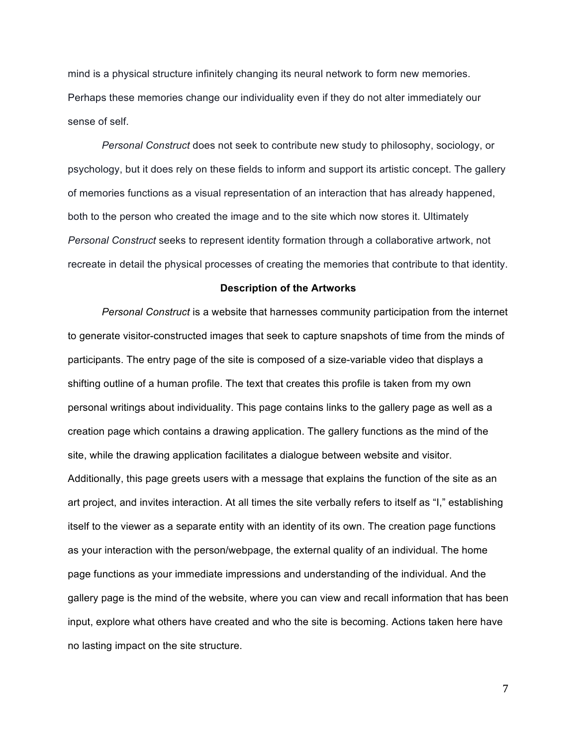mind is a physical structure infinitely changing its neural network to form new memories. Perhaps these memories change our individuality even if they do not alter immediately our sense of self.

*Personal Construct* does not seek to contribute new study to philosophy, sociology, or psychology, but it does rely on these fields to inform and support its artistic concept. The gallery of memories functions as a visual representation of an interaction that has already happened, both to the person who created the image and to the site which now stores it. Ultimately *Personal Construct* seeks to represent identity formation through a collaborative artwork, not recreate in detail the physical processes of creating the memories that contribute to that identity.

**Description of the Artworks**

*Personal Construct* is a website that harnesses community participation from the internet to generate visitor-constructed images that seek to capture snapshots of time from the minds of participants. The entry page of the site is composed of a size-variable video that displays a shifting outline of a human profile. The text that creates this profile is taken from my own personal writings about individuality. This page contains links to the gallery page as well as a creation page which contains a drawing application. The gallery functions as the mind of the site, while the drawing application facilitates a dialogue between website and visitor. Additionally, this page greets users with a message that explains the function of the site as an art project, and invites interaction. At all times the site verbally refers to itself as "I," establishing itself to the viewer as a separate entity with an identity of its own. The creation page functions as your interaction with the person/webpage, the external quality of an individual. The home page functions as your immediate impressions and understanding of the individual. And the gallery page is the mind of the website, where you can view and recall information that has been input, explore what others have created and who the site is becoming. Actions taken here have no lasting impact on the site structure.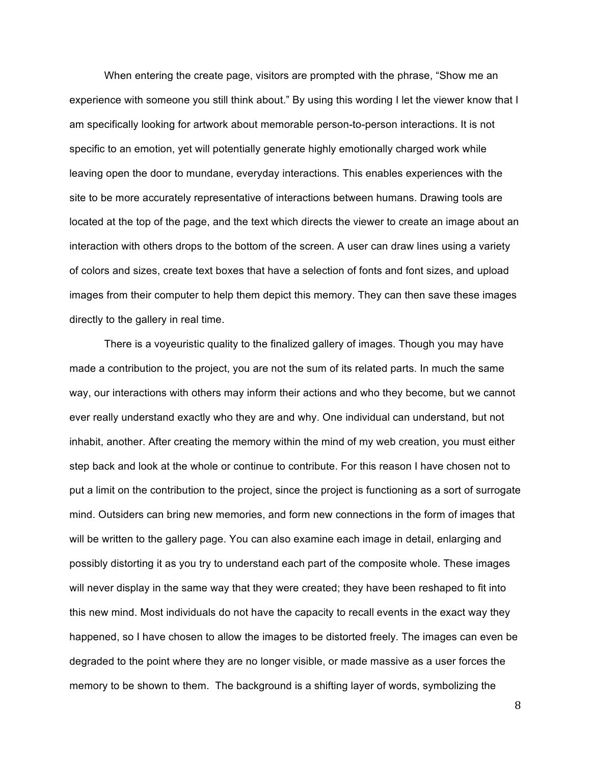When entering the create page, visitors are prompted with the phrase, "Show me an experience with someone you still think about." By using this wording I let the viewer know that I am specifically looking for artwork about memorable person-to-person interactions. It is not specific to an emotion, yet will potentially generate highly emotionally charged work while leaving open the door to mundane, everyday interactions. This enables experiences with the site to be more accurately representative of interactions between humans. Drawing tools are located at the top of the page, and the text which directs the viewer to create an image about an interaction with others drops to the bottom of the screen. A user can draw lines using a variety of colors and sizes, create text boxes that have a selection of fonts and font sizes, and upload images from their computer to help them depict this memory. They can then save these images directly to the gallery in real time.

There is a voyeuristic quality to the finalized gallery of images. Though you may have made a contribution to the project, you are not the sum of its related parts. In much the same way, our interactions with others may inform their actions and who they become, but we cannot ever really understand exactly who they are and why. One individual can understand, but not inhabit, another. After creating the memory within the mind of my web creation, you must either step back and look at the whole or continue to contribute. For this reason I have chosen not to put a limit on the contribution to the project, since the project is functioning as a sort of surrogate mind. Outsiders can bring new memories, and form new connections in the form of images that will be written to the gallery page. You can also examine each image in detail, enlarging and possibly distorting it as you try to understand each part of the composite whole. These images will never display in the same way that they were created; they have been reshaped to fit into this new mind. Most individuals do not have the capacity to recall events in the exact way they happened, so I have chosen to allow the images to be distorted freely. The images can even be degraded to the point where they are no longer visible, or made massive as a user forces the memory to be shown to them. The background is a shifting layer of words, symbolizing the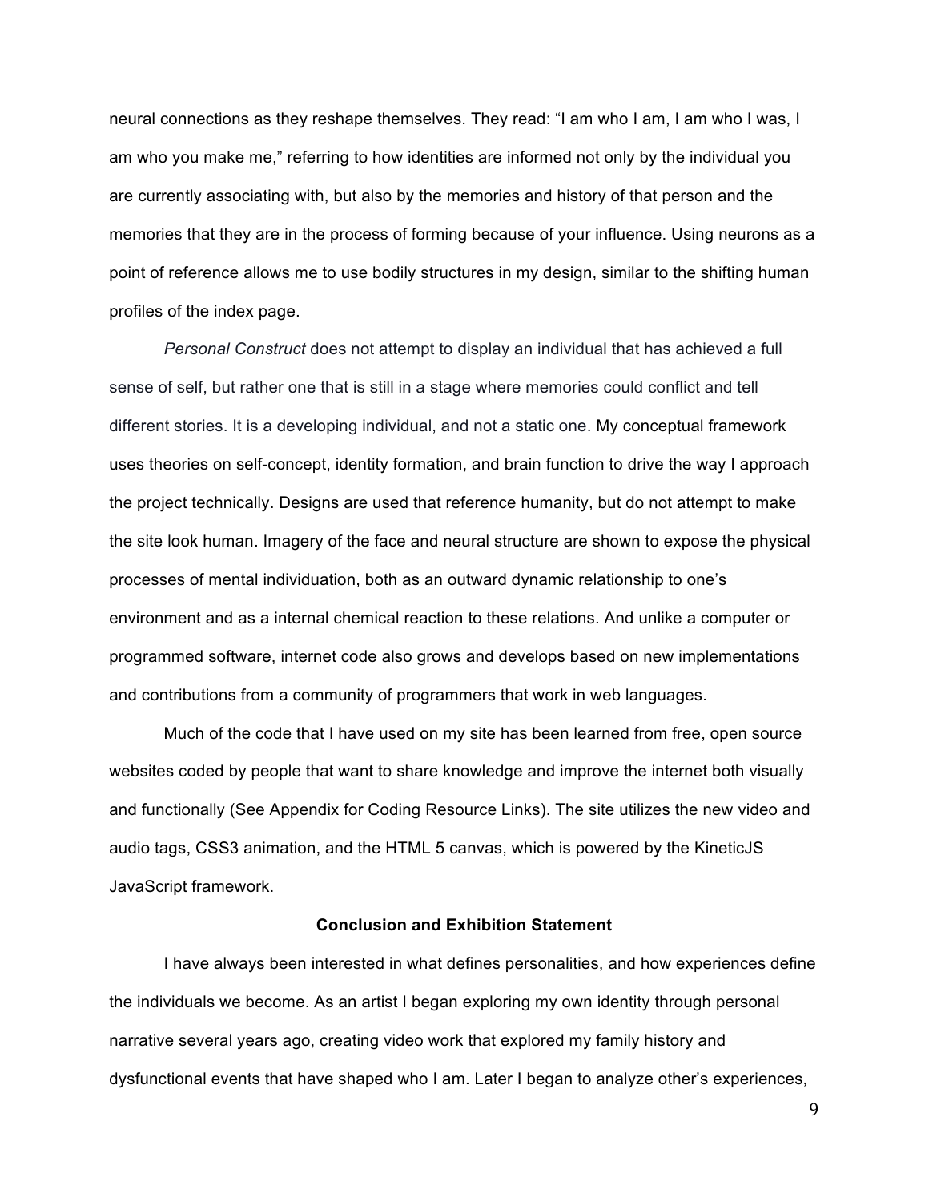neural connections as they reshape themselves. They read: "I am who I am, I am who I was, I am who you make me," referring to how identities are informed not only by the individual you are currently associating with, but also by the memories and history of that person and the memories that they are in the process of forming because of your influence. Using neurons as a point of reference allows me to use bodily structures in my design, similar to the shifting human profiles of the index page.

*Personal Construct* does not attempt to display an individual that has achieved a full sense of self, but rather one that is still in a stage where memories could conflict and tell different stories. It is a developing individual, and not a static one. My conceptual framework uses theories on self-concept, identity formation, and brain function to drive the way I approach the project technically. Designs are used that reference humanity, but do not attempt to make the site look human. Imagery of the face and neural structure are shown to expose the physical processes of mental individuation, both as an outward dynamic relationship to one's environment and as a internal chemical reaction to these relations. And unlike a computer or programmed software, internet code also grows and develops based on new implementations and contributions from a community of programmers that work in web languages.

Much of the code that I have used on my site has been learned from free, open source websites coded by people that want to share knowledge and improve the internet both visually and functionally (See Appendix for Coding Resource Links). The site utilizes the new video and audio tags, CSS3 animation, and the HTML 5 canvas, which is powered by the KineticJS JavaScript framework.

## Conclusion and Exhibition Statement

I have always been interested in what defines personalities, and how experiences define the individuals we become. As an artist I began exploring my own identity through personal narrative several years ago, creating video work that explored my family history and dysfunctional events that have shaped who I am. Later I began to analyze other's experiences,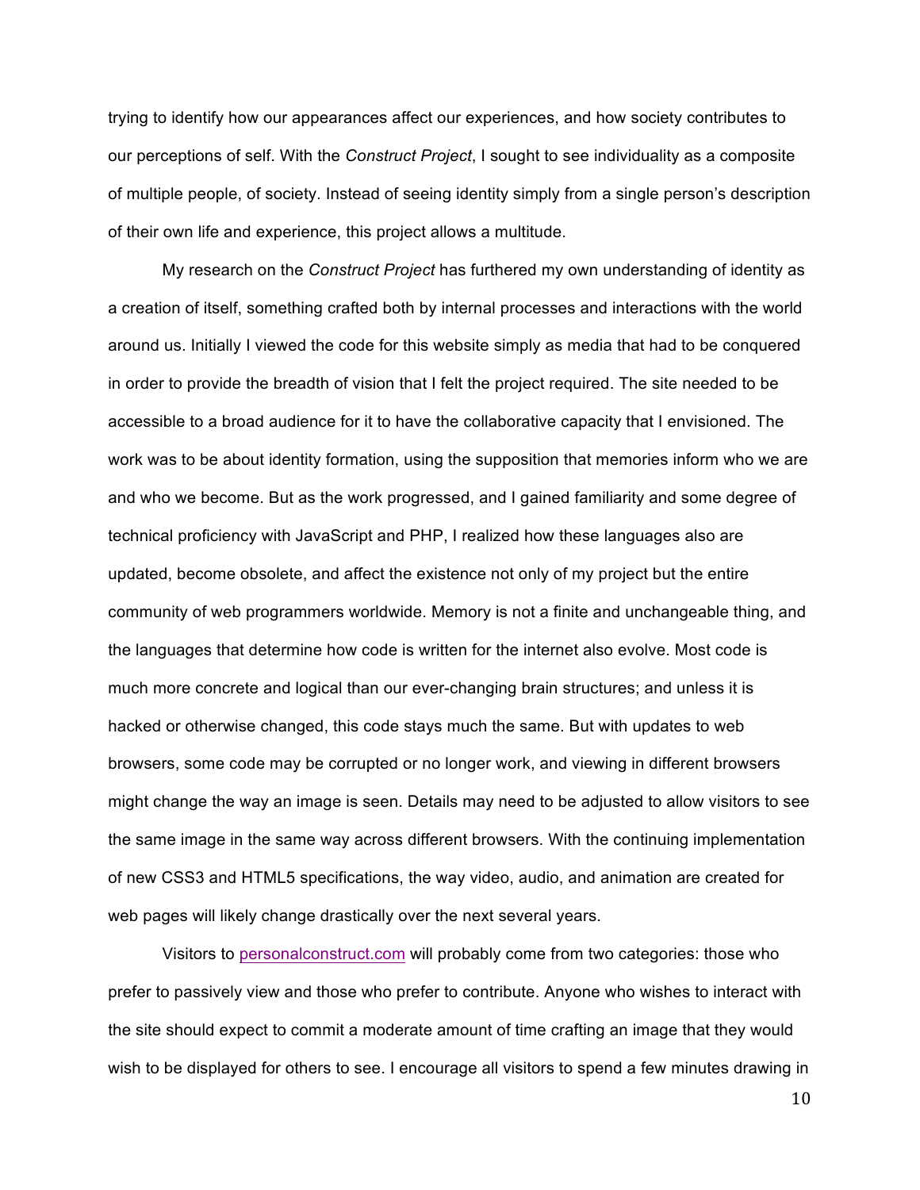trying to identify how our appearances affect our experiences, and how society contributes to our perceptions of self. With the *Construct Project*, I sought to see individuality as a composite of multiple people, of society. Instead of seeing identity simply from a single person's description of their own life and experience, this project allows a multitude.

My research on the *Construct Project* has furthered my own understanding of identity as a creation of itself, something crafted both by internal processes and interactions with the world around us. Initially I viewed the code for this website simply as media that had to be conquered in order to provide the breadth of vision that I felt the project required. The site needed to be accessible to a broad audience for it to have the collaborative capacity that I envisioned. The work was to be about identity formation, using the supposition that memories inform who we are and who we become. But as the work progressed, and I gained familiarity and some degree of technical proficiency with JavaScript and PHP, I realized how these languages also are updated, become obsolete, and affect the existence not only of my project but the entire community of web programmers worldwide. Memory is not a finite and unchangeable thing, and the languages that determine how code is written for the internet also evolve. Most code is much more concrete and logical than our ever-changing brain structures; and unless it is hacked or otherwise changed, this code stays much the same. But with updates to web browsers, some code may be corrupted or no longer work, and viewing in different browsers might change the way an image is seen. Details may need to be adjusted to allow visitors to see the same image in the same way across different browsers. With the continuing implementation of new CSS3 and HTML5 specifications, the way video, audio, and animation are created for web pages will likely change drastically over the next several years.

Visitors to personalconstruct.com will probably come from two categories: those who prefer to passively view and those who prefer to contribute. Anyone who wishes to interact with the site should expect to commit a moderate amount of time crafting an image that they would wish to be displayed for others to see. I encourage all visitors to spend a few minutes drawing in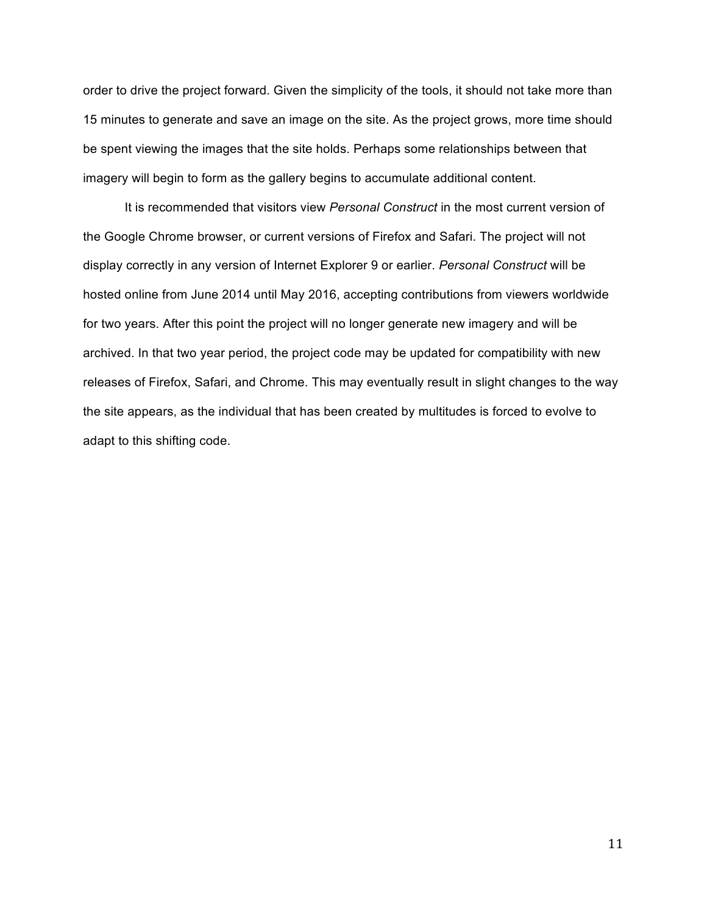order to drive the project forward. Given the simplicity of the tools, it should not take more than 15 minutes to generate and save an image on the site. As the project grows, more time should be spent viewing the images that the site holds. Perhaps some relationships between that imagery will begin to form as the gallery begins to accumulate additional content.

It is recommended that visitors view *Personal Construct* in the most current version of the Google Chrome browser, or current versions of Firefox and Safari. The project will not display correctly in any version of Internet Explorer 9 or earlier. *Personal Construct* will be hosted online from June 2014 until May 2016, accepting contributions from viewers worldwide for two years. After this point the project will no longer generate new imagery and will be archived. In that two year period, the project code may be updated for compatibility with new releases of Firefox, Safari, and Chrome. This may eventually result in slight changes to the way the site appears, as the individual that has been created by multitudes is forced to evolve to adapt to this shifting code.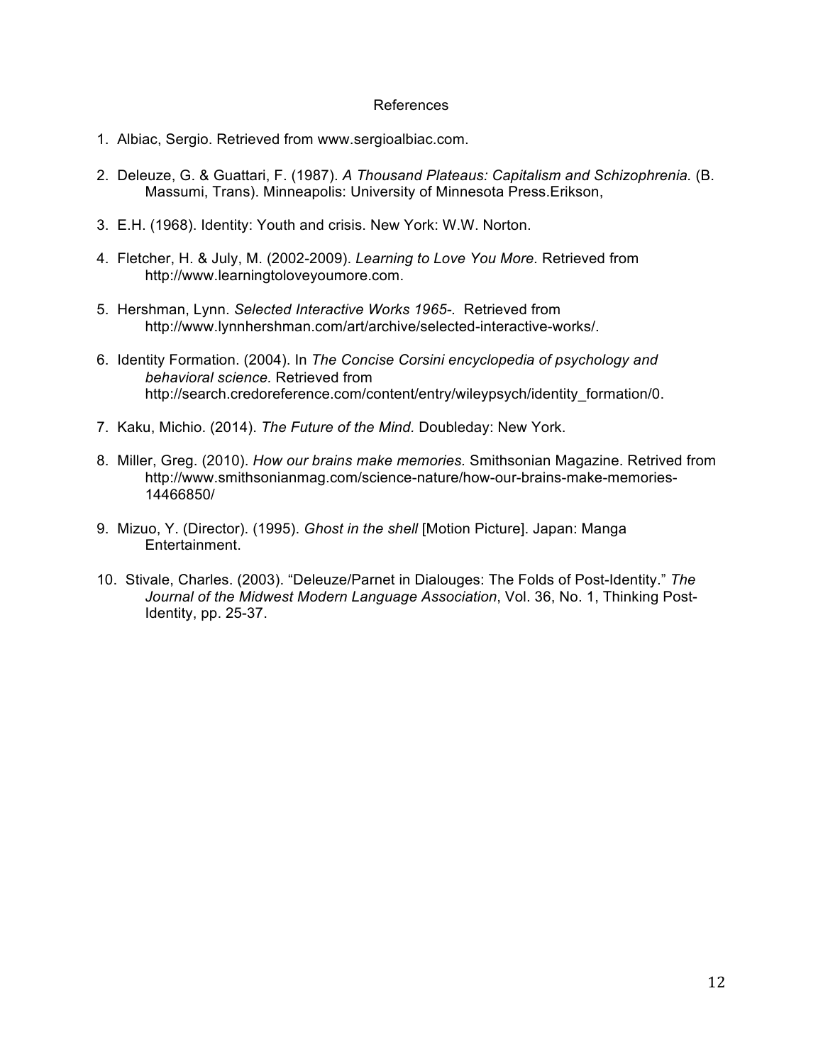# References

1. Albiac, Sergio. Retrieved from www.sergioalbiac.com.

2. Deleuze, G. & Guattari, F. (1987). *A Thousand Plateaus: Capitalism and Schizophrenia.* (B. Massumi, Trans). Minneapolis: University of Minnesota Press.Erikson,

3. E.H. (1968). Identity: Youth and crisis. New York: W.W. Norton.

4. Fletcher, H. & July, M. (2002-2009). *Learning to Love You More.* Retrieved from http://www.learningtoloveyoumore.com.

5. Hershman, Lynn. *Selected Interactive Works 1965-.* Retrieved from http://www.lynnhershman.com/art/archive/selected-interactive-works/.

6. Identity Formation. (2004). In *The Concise Corsini encyclopedia of psychology and behavioral science.* Retrieved from http://search.credoreference.com/content/entry/wileypsych/identity_formation/0.

7. Kaku, Michio. (2014). *The Future of the Mind.* Doubleday: New York.

8. Miller, Greg. (2010). *How our brains make memories.* Smithsonian Magazine. Retrived from http://www.smithsonianmag.com/science-nature/how-our-brains-make-memories-14466850/

9. Mizuo, Y. (Director). (1995). *Ghost in the shell* [Motion Picture]. Japan: Manga Entertainment.

10. Stivale, Charles. (2003). "Deleuze/Parnet in Dialouges: The Folds of Post-Identity." *The Journal of the Midwest Modern Language Association*, Vol. 36, No. 1, Thinking Post-Identity, pp. 25-37.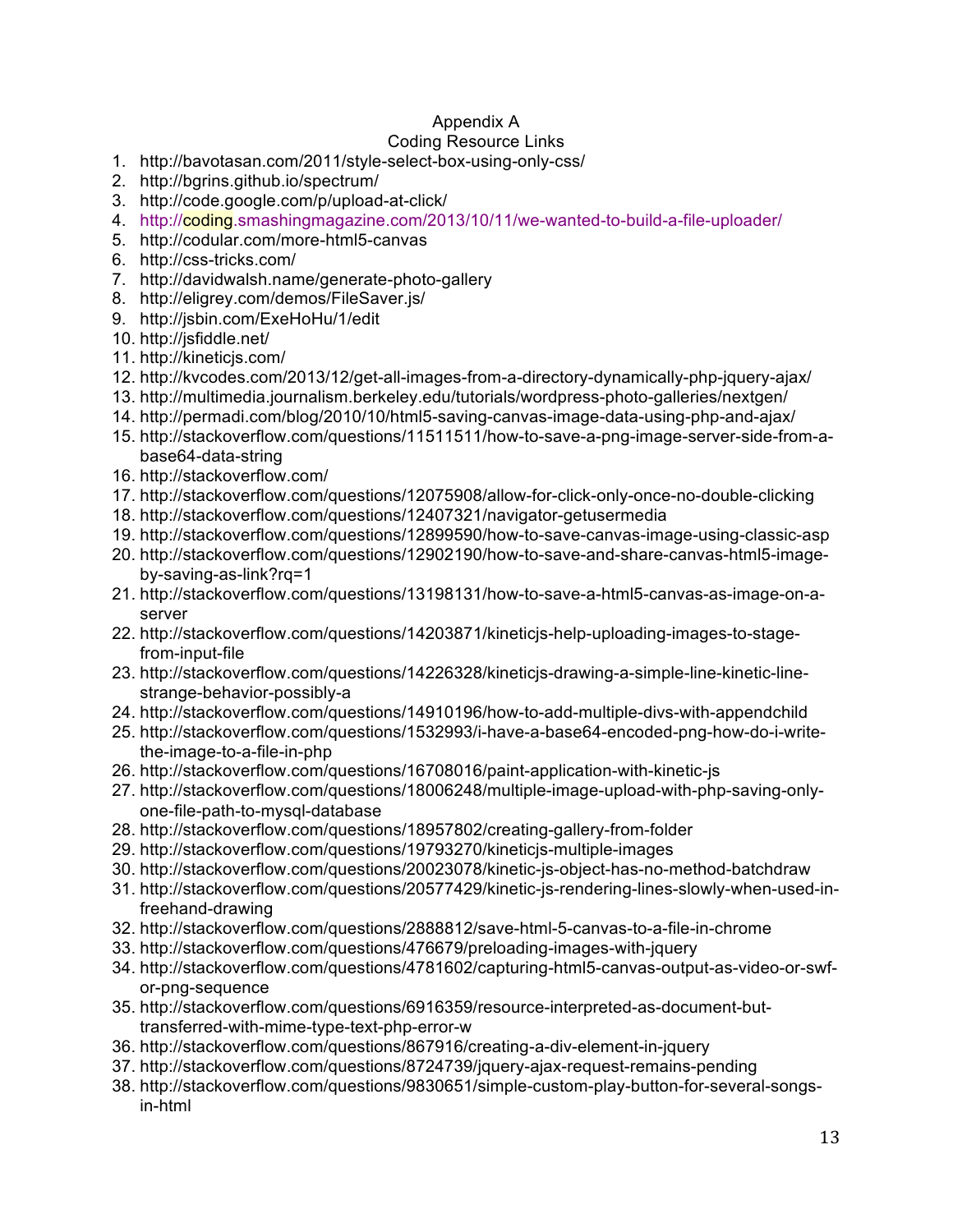# Appendix A

## Coding Resource Links

1. http://bavotasan.com/2011/style-select-box-using-only-css/
2. http://bgrins.github.io/spectrum/
3. http://code.google.com/p/upload-at-click/
4. http://coding.smashingmagazine.com/2013/10/11/we-wanted-to-build-a-file-uploader/
5. http://codular.com/more-html5-canvas
6. http://css-tricks.com/
7. http://davidwalsh.name/generate-photo-gallery
8. http://eligrey.com/demos/FileSaver.js/
9. http://jsbin.com/ExeHoHu/1/edit
10. http://jsfiddle.net/
11. http://kineticjs.com/
12. http://kvcodes.com/2013/12/get-all-images-from-a-directory-dynamically-php-jquery-ajax/
13. http://multimedia.journalism.berkeley.edu/tutorials/wordpress-photo-galleries/nextgen/
14. http://permadi.com/blog/2010/10/html5-saving-canvas-image-data-using-php-and-ajax/
15. http://stackoverflow.com/questions/11511511/how-to-save-a-png-image-server-side-from-a-base64-data-string
16. http://stackoverflow.com/
17. http://stackoverflow.com/questions/12075908/allow-for-click-only-once-no-double-clicking
18. http://stackoverflow.com/questions/12407321/navigator-getusermedia
19. http://stackoverflow.com/questions/12899590/how-to-save-canvas-image-using-classic-asp
20. http://stackoverflow.com/questions/12902190/how-to-save-and-share-canvas-html5-image-by-saving-as-link?rq=1
21. http://stackoverflow.com/questions/13198131/how-to-save-a-html5-canvas-as-image-on-a-server
22. http://stackoverflow.com/questions/14203871/kineticjs-help-uploading-images-to-stage-from-input-file
23. http://stackoverflow.com/questions/14226328/kineticjs-drawing-a-simple-line-kinetic-line-strange-behavior-possibly-a
24. http://stackoverflow.com/questions/14910196/how-to-add-multiple-divs-with-appendchild
25. http://stackoverflow.com/questions/1532993/i-have-a-base64-encoded-png-how-do-i-write-the-image-to-a-file-in-php
26. http://stackoverflow.com/questions/16708016/paint-application-with-kinetic-js
27. http://stackoverflow.com/questions/18006248/multiple-image-upload-with-php-saving-only-one-file-path-to-mysql-database
28. http://stackoverflow.com/questions/18957802/creating-gallery-from-folder
29. http://stackoverflow.com/questions/19793270/kineticjs-multiple-images
30. http://stackoverflow.com/questions/20023078/kinetic-js-object-has-no-method-batchdraw
31. http://stackoverflow.com/questions/20577429/kinetic-js-rendering-lines-slowly-when-used-in-freehand-drawing
32. http://stackoverflow.com/questions/2888812/save-html-5-canvas-to-a-file-in-chrome
33. http://stackoverflow.com/questions/476679/preloading-images-with-jquery
34. http://stackoverflow.com/questions/4781602/capturing-html5-canvas-output-as-video-or-swf-or-png-sequence
35. http://stackoverflow.com/questions/6916359/resource-interpreted-as-document-but-transferred-with-mime-type-text-php-error-w
36. http://stackoverflow.com/questions/867916/creating-a-div-element-in-jquery
37. http://stackoverflow.com/questions/8724739/jquery-ajax-request-remains-pending
38. http://stackoverflow.com/questions/9830651/simple-custom-play-button-for-several-songs-in-html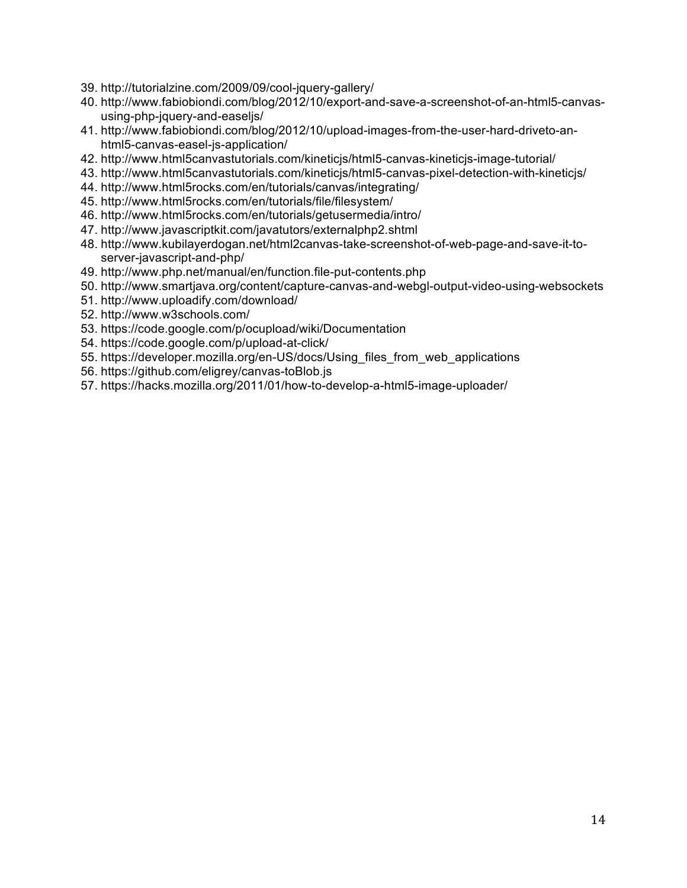39. http://tutorialzine.com/2009/09/cool-jquery-gallery/
40. http://www.fabiobiondi.com/blog/2012/10/export-and-save-a-screenshot-of-an-html5-canvas-using-php-jquery-and-easeljs/
41. http://www.fabiobiondi.com/blog/2012/10/upload-images-from-the-user-hard-driveto-an-html5-canvas-easel-js-application/
42. http://www.html5canvastutorials.com/kineticjs/html5-canvas-kineticjs-image-tutorial/
43. http://www.html5canvastutorials.com/kineticjs/html5-canvas-pixel-detection-with-kineticjs/
44. http://www.html5rocks.com/en/tutorials/canvas/integrating/
45. http://www.html5rocks.com/en/tutorials/file/filesystem/
46. http://www.html5rocks.com/en/tutorials/getusermedia/intro/
47. http://www.javascriptkit.com/javatutors/externalphp2.shtml
48. http://www.kubilayerdogan.net/html2canvas-take-screenshot-of-web-page-and-save-it-to-server-javascript-and-php/
49. http://www.php.net/manual/en/function.file-put-contents.php
50. http://www.smartjava.org/content/capture-canvas-and-webgl-output-video-using-websockets
51. http://www.uploadify.com/download/
52. http://www.w3schools.com/
53. https://code.google.com/p/ocupload/wiki/Documentation
54. https://code.google.com/p/upload-at-click/
55. https://developer.mozilla.org/en-US/docs/Using_files_from_web_applications
56. https://github.com/eligrey/canvas-toBlob.js
57. https://hacks.mozilla.org/2011/01/how-to-develop-a-html5-image-uploader/